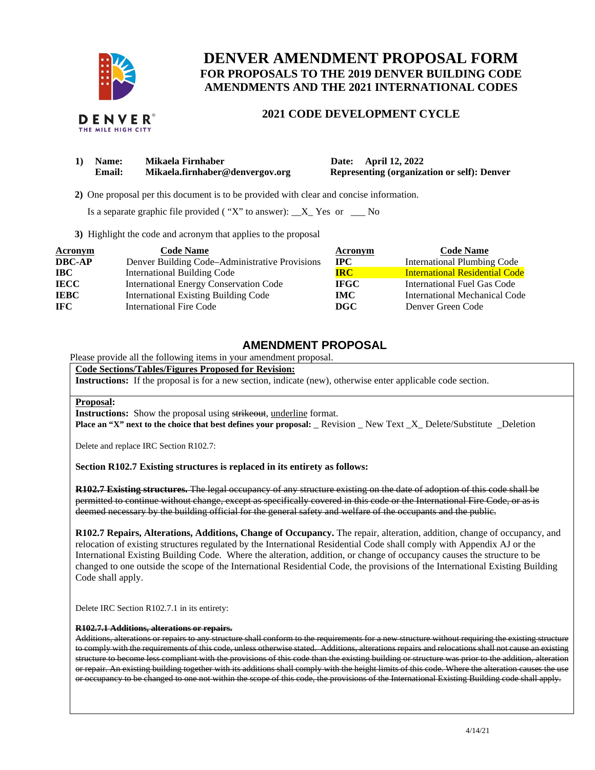# DENVER AMENDMENT PROPOSAL FORM

## FOR PROPOSALS TO THE 2019 DENVER BUILDING CODE AMENDMENTS AND THE 2021 INTERNATIONAL CODES

### 2021 CODE DEVELOPMENT CYCLE

**1) Name:** **Mikaela Firnhaber** **Date: April 12, 2022**
**Email:** **Mikaela.firnhaber@denvergov.org** **Representing (organization or self): Denver**

**2)** One proposal per this document is to be provided with clear and concise information.

Is a separate graphic file provided ( "X" to answer): \_\_X\_ Yes or \_\_\_ No

**3)** Highlight the code and acronym that applies to the proposal

| Acronym | Code Name | Acronym | Code Name |
|---|---|---|---|
| **DBC-AP** | Denver Building Code–Administrative Provisions | **IPC** | International Plumbing Code |
| **IBC** | International Building Code | **IRC** | International Residential Code |
| **IECC** | International Energy Conservation Code | **IFGC** | International Fuel Gas Code |
| **IEBC** | International Existing Building Code | **IMC** | International Mechanical Code |
| **IFC** | International Fire Code | **DGC** | Denver Green Code |

## AMENDMENT PROPOSAL

Please provide all the following items in your amendment proposal.

**Code Sections/Tables/Figures Proposed for Revision:**
**Instructions:** If the proposal is for a new section, indicate (new), otherwise enter applicable code section.

**Proposal:**
**Instructions:** Show the proposal using ~~strikeout~~, <u>underline</u> format.
**Place an "X" next to the choice that best defines your proposal:** \_ Revision \_ New Text \_X\_ Delete/Substitute \_Deletion

Delete and replace IRC Section R102.7:

**Section R102.7 Existing structures is replaced in its entirety as follows:**

~~**R102.7 Existing structures.** The legal occupancy of any structure existing on the date of adoption of this code shall be permitted to continue without change, except as specifically covered in this code or the International Fire Code, or as is deemed necessary by the building official for the general safety and welfare of the occupants and the public.~~

**R102.7 Repairs, Alterations, Additions, Change of Occupancy.** The repair, alteration, addition, change of occupancy, and relocation of existing structures regulated by the International Residential Code shall comply with Appendix AJ or the International Existing Building Code. Where the alteration, addition, or change of occupancy causes the structure to be changed to one outside the scope of the International Residential Code, the provisions of the International Existing Building Code shall apply.

Delete IRC Section R102.7.1 in its entirety:

~~**R102.7.1 Additions, alterations or repairs.**~~
~~Additions, alterations or repairs to any structure shall conform to the requirements for a new structure without requiring the existing structure to comply with the requirements of this code, unless otherwise stated. Additions, alterations repairs and relocations shall not cause an existing structure to become less compliant with the provisions of this code than the existing building or structure was prior to the addition, alteration or repair. An existing building together with its additions shall comply with the height limits of this code. Where the alteration causes the use or occupancy to be changed to one not within the scope of this code, the provisions of the International Existing Building code shall apply.~~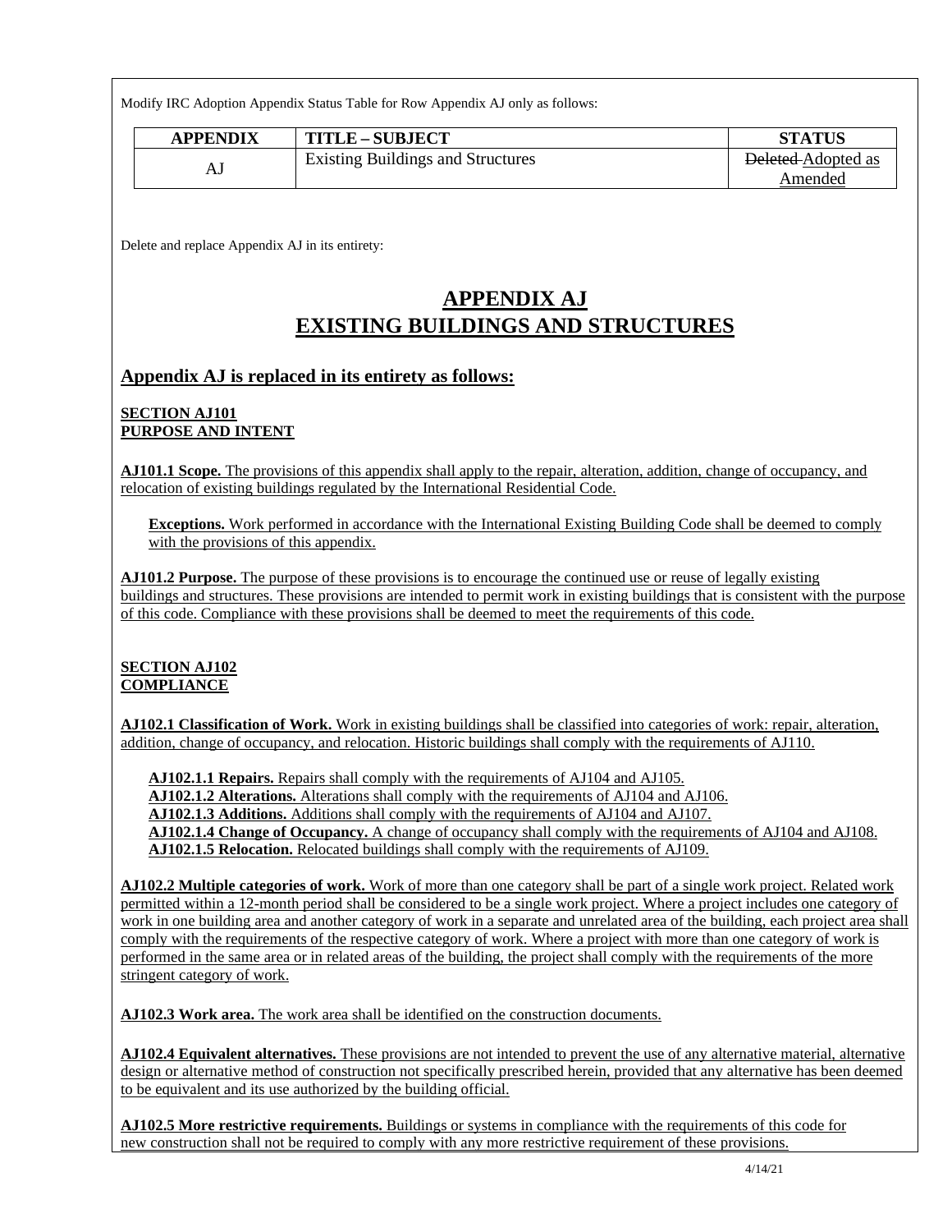Modify IRC Adoption Appendix Status Table for Row Appendix AJ only as follows:

| APPENDIX | TITLE – SUBJECT | STATUS |
|---|---|---|
| AJ | Existing Buildings and Structures | ~~Deleted~~ Adopted as Amended |

Delete and replace Appendix AJ in its entirety:

# APPENDIX AJ
# EXISTING BUILDINGS AND STRUCTURES

## Appendix AJ is replaced in its entirety as follows:

**SECTION AJ101**
**PURPOSE AND INTENT**

**AJ101.1 Scope.** The provisions of this appendix shall apply to the repair, alteration, addition, change of occupancy, and relocation of existing buildings regulated by the International Residential Code.

**Exceptions.** Work performed in accordance with the International Existing Building Code shall be deemed to comply with the provisions of this appendix.

**AJ101.2 Purpose.** The purpose of these provisions is to encourage the continued use or reuse of legally existing buildings and structures. These provisions are intended to permit work in existing buildings that is consistent with the purpose of this code. Compliance with these provisions shall be deemed to meet the requirements of this code.

**SECTION AJ102**
**COMPLIANCE**

**AJ102.1 Classification of Work.** Work in existing buildings shall be classified into categories of work: repair, alteration, addition, change of occupancy, and relocation. Historic buildings shall comply with the requirements of AJ110.

**AJ102.1.1 Repairs.** Repairs shall comply with the requirements of AJ104 and AJ105.
**AJ102.1.2 Alterations.** Alterations shall comply with the requirements of AJ104 and AJ106.
**AJ102.1.3 Additions.** Additions shall comply with the requirements of AJ104 and AJ107.
**AJ102.1.4 Change of Occupancy.** A change of occupancy shall comply with the requirements of AJ104 and AJ108.
**AJ102.1.5 Relocation.** Relocated buildings shall comply with the requirements of AJ109.

**AJ102.2 Multiple categories of work.** Work of more than one category shall be part of a single work project. Related work permitted within a 12-month period shall be considered to be a single work project. Where a project includes one category of work in one building area and another category of work in a separate and unrelated area of the building, each project area shall comply with the requirements of the respective category of work. Where a project with more than one category of work is performed in the same area or in related areas of the building, the project shall comply with the requirements of the more stringent category of work.

**AJ102.3 Work area.** The work area shall be identified on the construction documents.

**AJ102.4 Equivalent alternatives.** These provisions are not intended to prevent the use of any alternative material, alternative design or alternative method of construction not specifically prescribed herein, provided that any alternative has been deemed to be equivalent and its use authorized by the building official.

**AJ102.5 More restrictive requirements.** Buildings or systems in compliance with the requirements of this code for new construction shall not be required to comply with any more restrictive requirement of these provisions.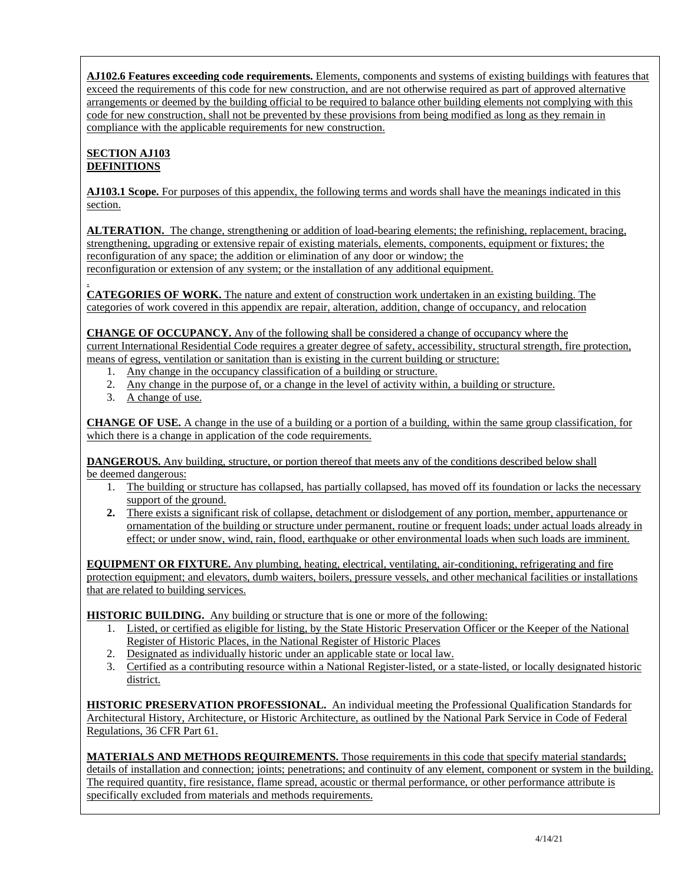**AJ102.6 Features exceeding code requirements.** Elements, components and systems of existing buildings with features that exceed the requirements of this code for new construction, and are not otherwise required as part of approved alternative arrangements or deemed by the building official to be required to balance other building elements not complying with this code for new construction, shall not be prevented by these provisions from being modified as long as they remain in compliance with the applicable requirements for new construction.

## SECTION AJ103
## DEFINITIONS

**AJ103.1 Scope.** For purposes of this appendix, the following terms and words shall have the meanings indicated in this section.

**ALTERATION.** The change, strengthening or addition of load-bearing elements; the refinishing, replacement, bracing, strengthening, upgrading or extensive repair of existing materials, elements, components, equipment or fixtures; the reconfiguration of any space; the addition or elimination of any door or window; the reconfiguration or extension of any system; or the installation of any additional equipment.

.

**CATEGORIES OF WORK.** The nature and extent of construction work undertaken in an existing building. The categories of work covered in this appendix are repair, alteration, addition, change of occupancy, and relocation

**CHANGE OF OCCUPANCY.** Any of the following shall be considered a change of occupancy where the current International Residential Code requires a greater degree of safety, accessibility, structural strength, fire protection, means of egress, ventilation or sanitation than is existing in the current building or structure:

1. Any change in the occupancy classification of a building or structure.
2. Any change in the purpose of, or a change in the level of activity within, a building or structure.
3. A change of use.

**CHANGE OF USE.** A change in the use of a building or a portion of a building, within the same group classification, for which there is a change in application of the code requirements.

**DANGEROUS.** Any building, structure, or portion thereof that meets any of the conditions described below shall be deemed dangerous:

1. The building or structure has collapsed, has partially collapsed, has moved off its foundation or lacks the necessary support of the ground.
2. There exists a significant risk of collapse, detachment or dislodgement of any portion, member, appurtenance or ornamentation of the building or structure under permanent, routine or frequent loads; under actual loads already in effect; or under snow, wind, rain, flood, earthquake or other environmental loads when such loads are imminent.

**EQUIPMENT OR FIXTURE.** Any plumbing, heating, electrical, ventilating, air-conditioning, refrigerating and fire protection equipment; and elevators, dumb waiters, boilers, pressure vessels, and other mechanical facilities or installations that are related to building services.

**HISTORIC BUILDING.** Any building or structure that is one or more of the following:

1. Listed, or certified as eligible for listing, by the State Historic Preservation Officer or the Keeper of the National Register of Historic Places, in the National Register of Historic Places
2. Designated as individually historic under an applicable state or local law.
3. Certified as a contributing resource within a National Register-listed, or a state-listed, or locally designated historic district.

**HISTORIC PRESERVATION PROFESSIONAL.** An individual meeting the Professional Qualification Standards for Architectural History, Architecture, or Historic Architecture, as outlined by the National Park Service in Code of Federal Regulations, 36 CFR Part 61.

**MATERIALS AND METHODS REQUIREMENTS.** Those requirements in this code that specify material standards; details of installation and connection; joints; penetrations; and continuity of any element, component or system in the building. The required quantity, fire resistance, flame spread, acoustic or thermal performance, or other performance attribute is specifically excluded from materials and methods requirements.

4/14/21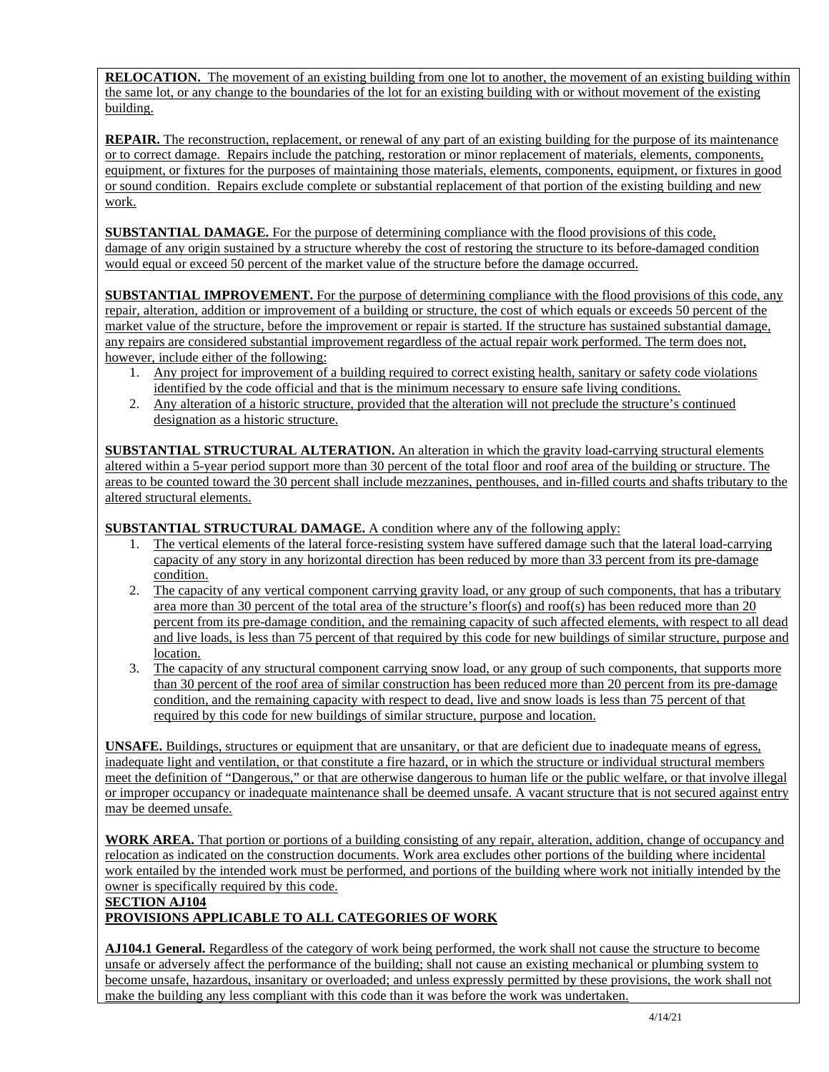**RELOCATION.** The movement of an existing building from one lot to another, the movement of an existing building within the same lot, or any change to the boundaries of the lot for an existing building with or without movement of the existing building.

**REPAIR.** The reconstruction, replacement, or renewal of any part of an existing building for the purpose of its maintenance or to correct damage. Repairs include the patching, restoration or minor replacement of materials, elements, components, equipment, or fixtures for the purposes of maintaining those materials, elements, components, equipment, or fixtures in good or sound condition. Repairs exclude complete or substantial replacement of that portion of the existing building and new work.

**SUBSTANTIAL DAMAGE.** For the purpose of determining compliance with the flood provisions of this code, damage of any origin sustained by a structure whereby the cost of restoring the structure to its before-damaged condition would equal or exceed 50 percent of the market value of the structure before the damage occurred.

**SUBSTANTIAL IMPROVEMENT.** For the purpose of determining compliance with the flood provisions of this code, any repair, alteration, addition or improvement of a building or structure, the cost of which equals or exceeds 50 percent of the market value of the structure, before the improvement or repair is started. If the structure has sustained substantial damage, any repairs are considered substantial improvement regardless of the actual repair work performed. The term does not, however, include either of the following:

1. Any project for improvement of a building required to correct existing health, sanitary or safety code violations identified by the code official and that is the minimum necessary to ensure safe living conditions.
2. Any alteration of a historic structure, provided that the alteration will not preclude the structure's continued designation as a historic structure.

**SUBSTANTIAL STRUCTURAL ALTERATION.** An alteration in which the gravity load-carrying structural elements altered within a 5-year period support more than 30 percent of the total floor and roof area of the building or structure. The areas to be counted toward the 30 percent shall include mezzanines, penthouses, and in-filled courts and shafts tributary to the altered structural elements.

**SUBSTANTIAL STRUCTURAL DAMAGE.** A condition where any of the following apply:

1. The vertical elements of the lateral force-resisting system have suffered damage such that the lateral load-carrying capacity of any story in any horizontal direction has been reduced by more than 33 percent from its pre-damage condition.
2. The capacity of any vertical component carrying gravity load, or any group of such components, that has a tributary area more than 30 percent of the total area of the structure's floor(s) and roof(s) has been reduced more than 20 percent from its pre-damage condition, and the remaining capacity of such affected elements, with respect to all dead and live loads, is less than 75 percent of that required by this code for new buildings of similar structure, purpose and location.
3. The capacity of any structural component carrying snow load, or any group of such components, that supports more than 30 percent of the roof area of similar construction has been reduced more than 20 percent from its pre-damage condition, and the remaining capacity with respect to dead, live and snow loads is less than 75 percent of that required by this code for new buildings of similar structure, purpose and location.

**UNSAFE.** Buildings, structures or equipment that are unsanitary, or that are deficient due to inadequate means of egress, inadequate light and ventilation, or that constitute a fire hazard, or in which the structure or individual structural members meet the definition of "Dangerous," or that are otherwise dangerous to human life or the public welfare, or that involve illegal or improper occupancy or inadequate maintenance shall be deemed unsafe. A vacant structure that is not secured against entry may be deemed unsafe.

**WORK AREA.** That portion or portions of a building consisting of any repair, alteration, addition, change of occupancy and relocation as indicated on the construction documents. Work area excludes other portions of the building where incidental work entailed by the intended work must be performed, and portions of the building where work not initially intended by the owner is specifically required by this code.

## SECTION AJ104
## PROVISIONS APPLICABLE TO ALL CATEGORIES OF WORK

**AJ104.1 General.** Regardless of the category of work being performed, the work shall not cause the structure to become unsafe or adversely affect the performance of the building; shall not cause an existing mechanical or plumbing system to become unsafe, hazardous, insanitary or overloaded; and unless expressly permitted by these provisions, the work shall not make the building any less compliant with this code than it was before the work was undertaken.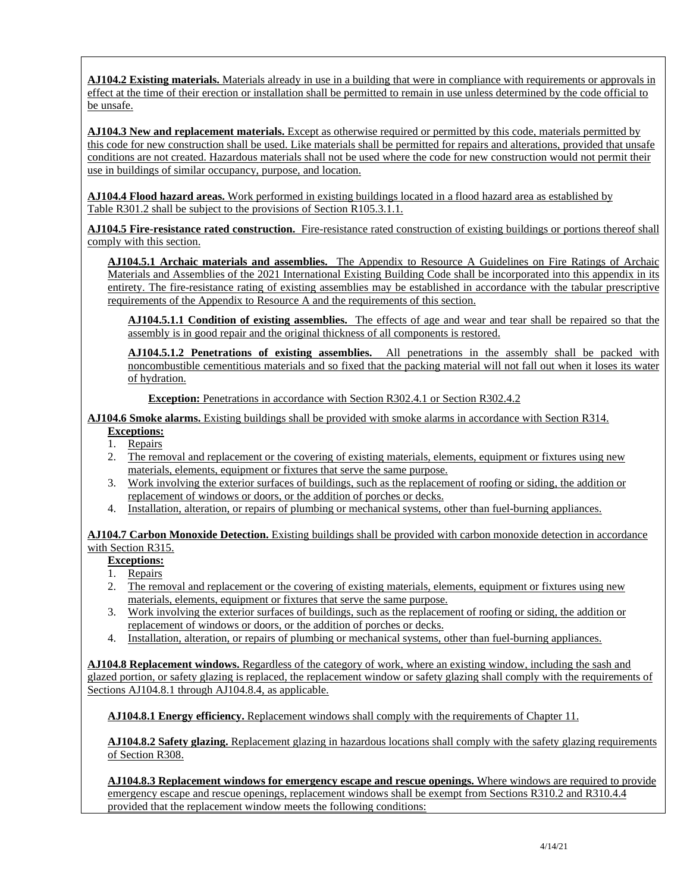**AJ104.2 Existing materials.** Materials already in use in a building that were in compliance with requirements or approvals in effect at the time of their erection or installation shall be permitted to remain in use unless determined by the code official to be unsafe.

**AJ104.3 New and replacement materials.** Except as otherwise required or permitted by this code, materials permitted by this code for new construction shall be used. Like materials shall be permitted for repairs and alterations, provided that unsafe conditions are not created. Hazardous materials shall not be used where the code for new construction would not permit their use in buildings of similar occupancy, purpose, and location.

**AJ104.4 Flood hazard areas.** Work performed in existing buildings located in a flood hazard area as established by Table R301.2 shall be subject to the provisions of Section R105.3.1.1.

**AJ104.5 Fire-resistance rated construction.** Fire-resistance rated construction of existing buildings or portions thereof shall comply with this section.

**AJ104.5.1 Archaic materials and assemblies.** The Appendix to Resource A Guidelines on Fire Ratings of Archaic Materials and Assemblies of the 2021 International Existing Building Code shall be incorporated into this appendix in its entirety. The fire-resistance rating of existing assemblies may be established in accordance with the tabular prescriptive requirements of the Appendix to Resource A and the requirements of this section.

**AJ104.5.1.1 Condition of existing assemblies.** The effects of age and wear and tear shall be repaired so that the assembly is in good repair and the original thickness of all components is restored.

**AJ104.5.1.2 Penetrations of existing assemblies.** All penetrations in the assembly shall be packed with noncombustible cementitious materials and so fixed that the packing material will not fall out when it loses its water of hydration.

**Exception:** Penetrations in accordance with Section R302.4.1 or Section R302.4.2

**AJ104.6 Smoke alarms.** Existing buildings shall be provided with smoke alarms in accordance with Section R314.

**Exceptions:**

1. Repairs
2. The removal and replacement or the covering of existing materials, elements, equipment or fixtures using new materials, elements, equipment or fixtures that serve the same purpose.
3. Work involving the exterior surfaces of buildings, such as the replacement of roofing or siding, the addition or replacement of windows or doors, or the addition of porches or decks.
4. Installation, alteration, or repairs of plumbing or mechanical systems, other than fuel-burning appliances.

**AJ104.7 Carbon Monoxide Detection.** Existing buildings shall be provided with carbon monoxide detection in accordance with Section R315.

**Exceptions:**

1. Repairs
2. The removal and replacement or the covering of existing materials, elements, equipment or fixtures using new materials, elements, equipment or fixtures that serve the same purpose.
3. Work involving the exterior surfaces of buildings, such as the replacement of roofing or siding, the addition or replacement of windows or doors, or the addition of porches or decks.
4. Installation, alteration, or repairs of plumbing or mechanical systems, other than fuel-burning appliances.

**AJ104.8 Replacement windows.** Regardless of the category of work, where an existing window, including the sash and glazed portion, or safety glazing is replaced, the replacement window or safety glazing shall comply with the requirements of Sections AJ104.8.1 through AJ104.8.4, as applicable.

**AJ104.8.1 Energy efficiency.** Replacement windows shall comply with the requirements of Chapter 11.

**AJ104.8.2 Safety glazing.** Replacement glazing in hazardous locations shall comply with the safety glazing requirements of Section R308.

**AJ104.8.3 Replacement windows for emergency escape and rescue openings.** Where windows are required to provide emergency escape and rescue openings, replacement windows shall be exempt from Sections R310.2 and R310.4.4 provided that the replacement window meets the following conditions: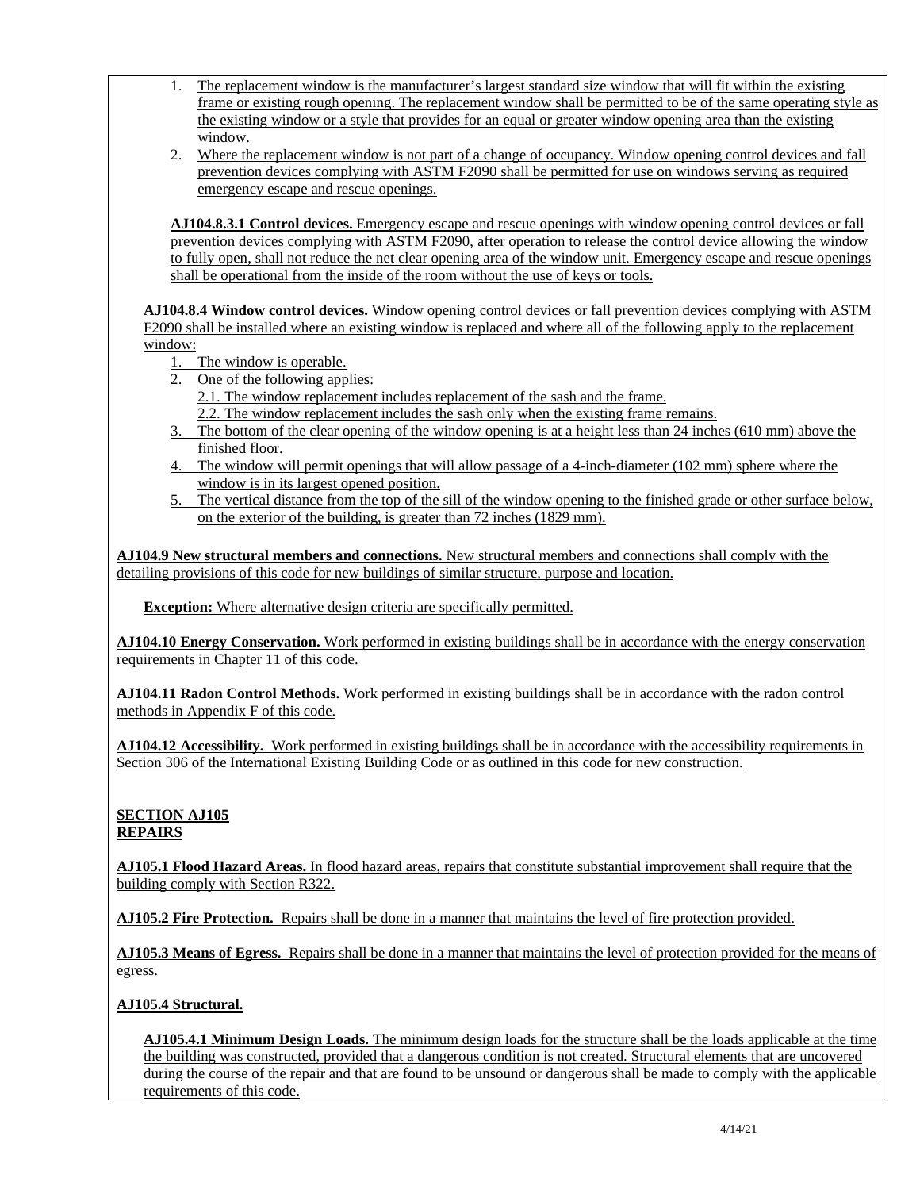1. The replacement window is the manufacturer's largest standard size window that will fit within the existing frame or existing rough opening. The replacement window shall be permitted to be of the same operating style as the existing window or a style that provides for an equal or greater window opening area than the existing window.
2. Where the replacement window is not part of a change of occupancy. Window opening control devices and fall prevention devices complying with ASTM F2090 shall be permitted for use on windows serving as required emergency escape and rescue openings.

**AJ104.8.3.1 Control devices.** Emergency escape and rescue openings with window opening control devices or fall prevention devices complying with ASTM F2090, after operation to release the control device allowing the window to fully open, shall not reduce the net clear opening area of the window unit. Emergency escape and rescue openings shall be operational from the inside of the room without the use of keys or tools.

**AJ104.8.4 Window control devices.** Window opening control devices or fall prevention devices complying with ASTM F2090 shall be installed where an existing window is replaced and where all of the following apply to the replacement window:

1. The window is operable.
2. One of the following applies:
   - 2.1. The window replacement includes replacement of the sash and the frame.
   - 2.2. The window replacement includes the sash only when the existing frame remains.
3. The bottom of the clear opening of the window opening is at a height less than 24 inches (610 mm) above the finished floor.
4. The window will permit openings that will allow passage of a 4-inch-diameter (102 mm) sphere where the window is in its largest opened position.
5. The vertical distance from the top of the sill of the window opening to the finished grade or other surface below, on the exterior of the building, is greater than 72 inches (1829 mm).

**AJ104.9 New structural members and connections.** New structural members and connections shall comply with the detailing provisions of this code for new buildings of similar structure, purpose and location.

**Exception:** Where alternative design criteria are specifically permitted.

**AJ104.10 Energy Conservation.** Work performed in existing buildings shall be in accordance with the energy conservation requirements in Chapter 11 of this code.

**AJ104.11 Radon Control Methods.** Work performed in existing buildings shall be in accordance with the radon control methods in Appendix F of this code.

**AJ104.12 Accessibility.** Work performed in existing buildings shall be in accordance with the accessibility requirements in Section 306 of the International Existing Building Code or as outlined in this code for new construction.

## SECTION AJ105
## REPAIRS

**AJ105.1 Flood Hazard Areas.** In flood hazard areas, repairs that constitute substantial improvement shall require that the building comply with Section R322.

**AJ105.2 Fire Protection.** Repairs shall be done in a manner that maintains the level of fire protection provided.

**AJ105.3 Means of Egress.** Repairs shall be done in a manner that maintains the level of protection provided for the means of egress.

**AJ105.4 Structural.**

**AJ105.4.1 Minimum Design Loads.** The minimum design loads for the structure shall be the loads applicable at the time the building was constructed, provided that a dangerous condition is not created. Structural elements that are uncovered during the course of the repair and that are found to be unsound or dangerous shall be made to comply with the applicable requirements of this code.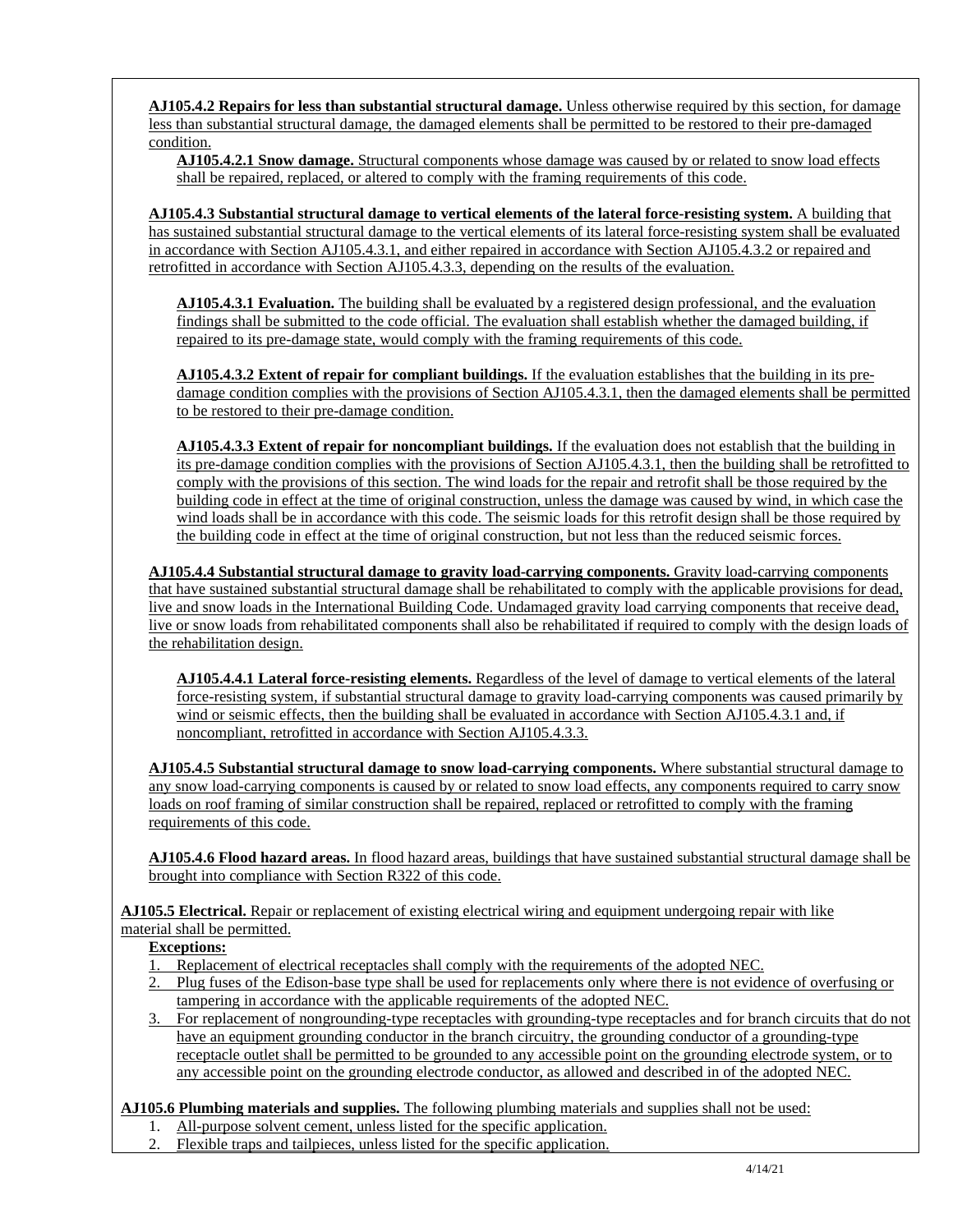**AJ105.4.2 Repairs for less than substantial structural damage.** Unless otherwise required by this section, for damage less than substantial structural damage, the damaged elements shall be permitted to be restored to their pre-damaged condition.

**AJ105.4.2.1 Snow damage.** Structural components whose damage was caused by or related to snow load effects shall be repaired, replaced, or altered to comply with the framing requirements of this code.

**AJ105.4.3 Substantial structural damage to vertical elements of the lateral force-resisting system.** A building that has sustained substantial structural damage to the vertical elements of its lateral force-resisting system shall be evaluated in accordance with Section AJ105.4.3.1, and either repaired in accordance with Section AJ105.4.3.2 or repaired and retrofitted in accordance with Section AJ105.4.3.3, depending on the results of the evaluation.

**AJ105.4.3.1 Evaluation.** The building shall be evaluated by a registered design professional, and the evaluation findings shall be submitted to the code official. The evaluation shall establish whether the damaged building, if repaired to its pre-damage state, would comply with the framing requirements of this code.

**AJ105.4.3.2 Extent of repair for compliant buildings.** If the evaluation establishes that the building in its pre-damage condition complies with the provisions of Section AJ105.4.3.1, then the damaged elements shall be permitted to be restored to their pre-damage condition.

**AJ105.4.3.3 Extent of repair for noncompliant buildings.** If the evaluation does not establish that the building in its pre-damage condition complies with the provisions of Section AJ105.4.3.1, then the building shall be retrofitted to comply with the provisions of this section. The wind loads for the repair and retrofit shall be those required by the building code in effect at the time of original construction, unless the damage was caused by wind, in which case the wind loads shall be in accordance with this code. The seismic loads for this retrofit design shall be those required by the building code in effect at the time of original construction, but not less than the reduced seismic forces.

**AJ105.4.4 Substantial structural damage to gravity load-carrying components.** Gravity load-carrying components that have sustained substantial structural damage shall be rehabilitated to comply with the applicable provisions for dead, live and snow loads in the International Building Code. Undamaged gravity load carrying components that receive dead, live or snow loads from rehabilitated components shall also be rehabilitated if required to comply with the design loads of the rehabilitation design.

**AJ105.4.4.1 Lateral force-resisting elements.** Regardless of the level of damage to vertical elements of the lateral force-resisting system, if substantial structural damage to gravity load-carrying components was caused primarily by wind or seismic effects, then the building shall be evaluated in accordance with Section AJ105.4.3.1 and, if noncompliant, retrofitted in accordance with Section AJ105.4.3.3.

**AJ105.4.5 Substantial structural damage to snow load-carrying components.** Where substantial structural damage to any snow load-carrying components is caused by or related to snow load effects, any components required to carry snow loads on roof framing of similar construction shall be repaired, replaced or retrofitted to comply with the framing requirements of this code.

**AJ105.4.6 Flood hazard areas.** In flood hazard areas, buildings that have sustained substantial structural damage shall be brought into compliance with Section R322 of this code.

**AJ105.5 Electrical.** Repair or replacement of existing electrical wiring and equipment undergoing repair with like material shall be permitted.

**Exceptions:**

1. Replacement of electrical receptacles shall comply with the requirements of the adopted NEC.
2. Plug fuses of the Edison-base type shall be used for replacements only where there is not evidence of overfusing or tampering in accordance with the applicable requirements of the adopted NEC.
3. For replacement of nongrounding-type receptacles with grounding-type receptacles and for branch circuits that do not have an equipment grounding conductor in the branch circuitry, the grounding conductor of a grounding-type receptacle outlet shall be permitted to be grounded to any accessible point on the grounding electrode system, or to any accessible point on the grounding electrode conductor, as allowed and described in of the adopted NEC.

**AJ105.6 Plumbing materials and supplies.** The following plumbing materials and supplies shall not be used:

1. All-purpose solvent cement, unless listed for the specific application.
2. Flexible traps and tailpieces, unless listed for the specific application.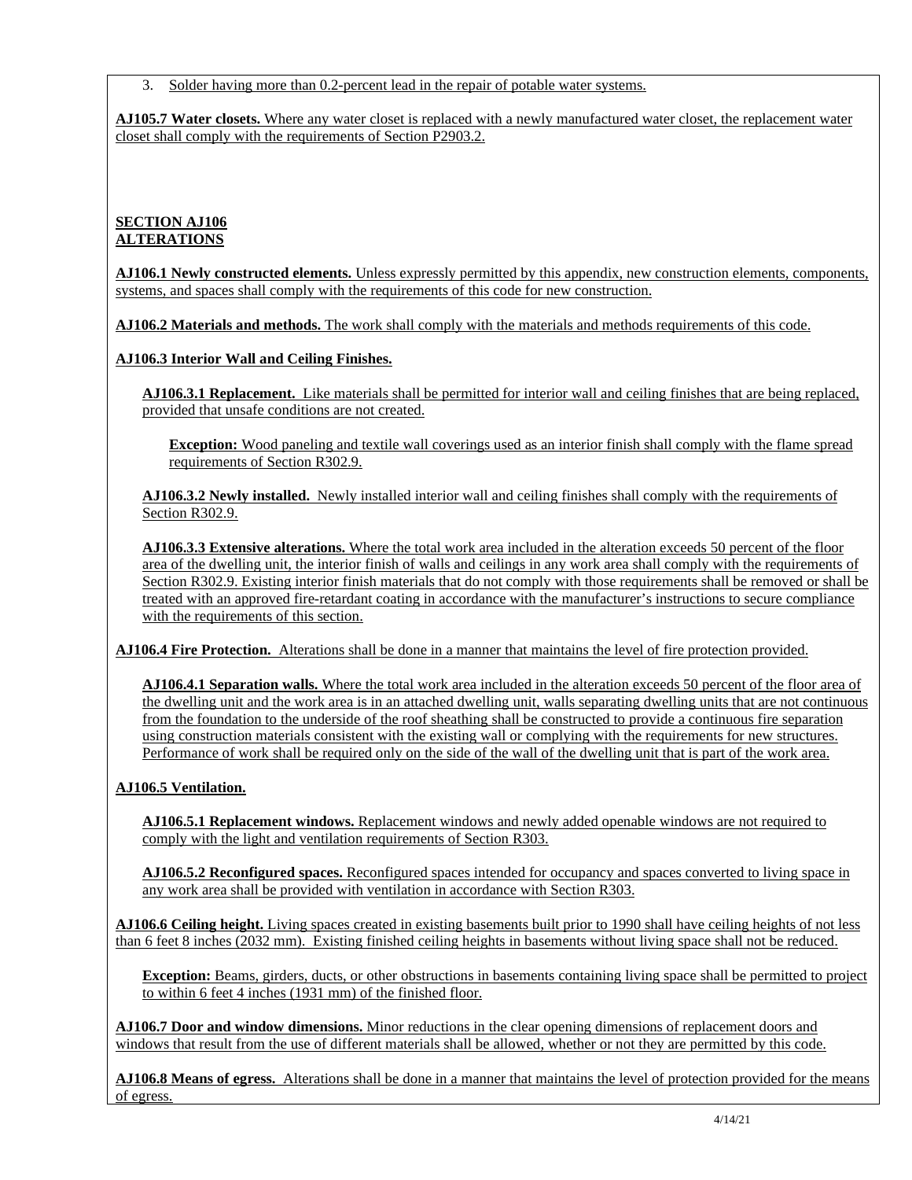3. Solder having more than 0.2-percent lead in the repair of potable water systems.

**AJ105.7 Water closets.** Where any water closet is replaced with a newly manufactured water closet, the replacement water closet shall comply with the requirements of Section P2903.2.

## SECTION AJ106
## ALTERATIONS

**AJ106.1 Newly constructed elements.** Unless expressly permitted by this appendix, new construction elements, components, systems, and spaces shall comply with the requirements of this code for new construction.

**AJ106.2 Materials and methods.** The work shall comply with the materials and methods requirements of this code.

**AJ106.3 Interior Wall and Ceiling Finishes.**

**AJ106.3.1 Replacement.** Like materials shall be permitted for interior wall and ceiling finishes that are being replaced, provided that unsafe conditions are not created.

**Exception:** Wood paneling and textile wall coverings used as an interior finish shall comply with the flame spread requirements of Section R302.9.

**AJ106.3.2 Newly installed.** Newly installed interior wall and ceiling finishes shall comply with the requirements of Section R302.9.

**AJ106.3.3 Extensive alterations.** Where the total work area included in the alteration exceeds 50 percent of the floor area of the dwelling unit, the interior finish of walls and ceilings in any work area shall comply with the requirements of Section R302.9. Existing interior finish materials that do not comply with those requirements shall be removed or shall be treated with an approved fire-retardant coating in accordance with the manufacturer's instructions to secure compliance with the requirements of this section.

**AJ106.4 Fire Protection.** Alterations shall be done in a manner that maintains the level of fire protection provided.

**AJ106.4.1 Separation walls.** Where the total work area included in the alteration exceeds 50 percent of the floor area of the dwelling unit and the work area is in an attached dwelling unit, walls separating dwelling units that are not continuous from the foundation to the underside of the roof sheathing shall be constructed to provide a continuous fire separation using construction materials consistent with the existing wall or complying with the requirements for new structures. Performance of work shall be required only on the side of the wall of the dwelling unit that is part of the work area.

**AJ106.5 Ventilation.**

**AJ106.5.1 Replacement windows.** Replacement windows and newly added openable windows are not required to comply with the light and ventilation requirements of Section R303.

**AJ106.5.2 Reconfigured spaces.** Reconfigured spaces intended for occupancy and spaces converted to living space in any work area shall be provided with ventilation in accordance with Section R303.

**AJ106.6 Ceiling height.** Living spaces created in existing basements built prior to 1990 shall have ceiling heights of not less than 6 feet 8 inches (2032 mm). Existing finished ceiling heights in basements without living space shall not be reduced.

**Exception:** Beams, girders, ducts, or other obstructions in basements containing living space shall be permitted to project to within 6 feet 4 inches (1931 mm) of the finished floor.

**AJ106.7 Door and window dimensions.** Minor reductions in the clear opening dimensions of replacement doors and windows that result from the use of different materials shall be allowed, whether or not they are permitted by this code.

**AJ106.8 Means of egress.** Alterations shall be done in a manner that maintains the level of protection provided for the means of egress.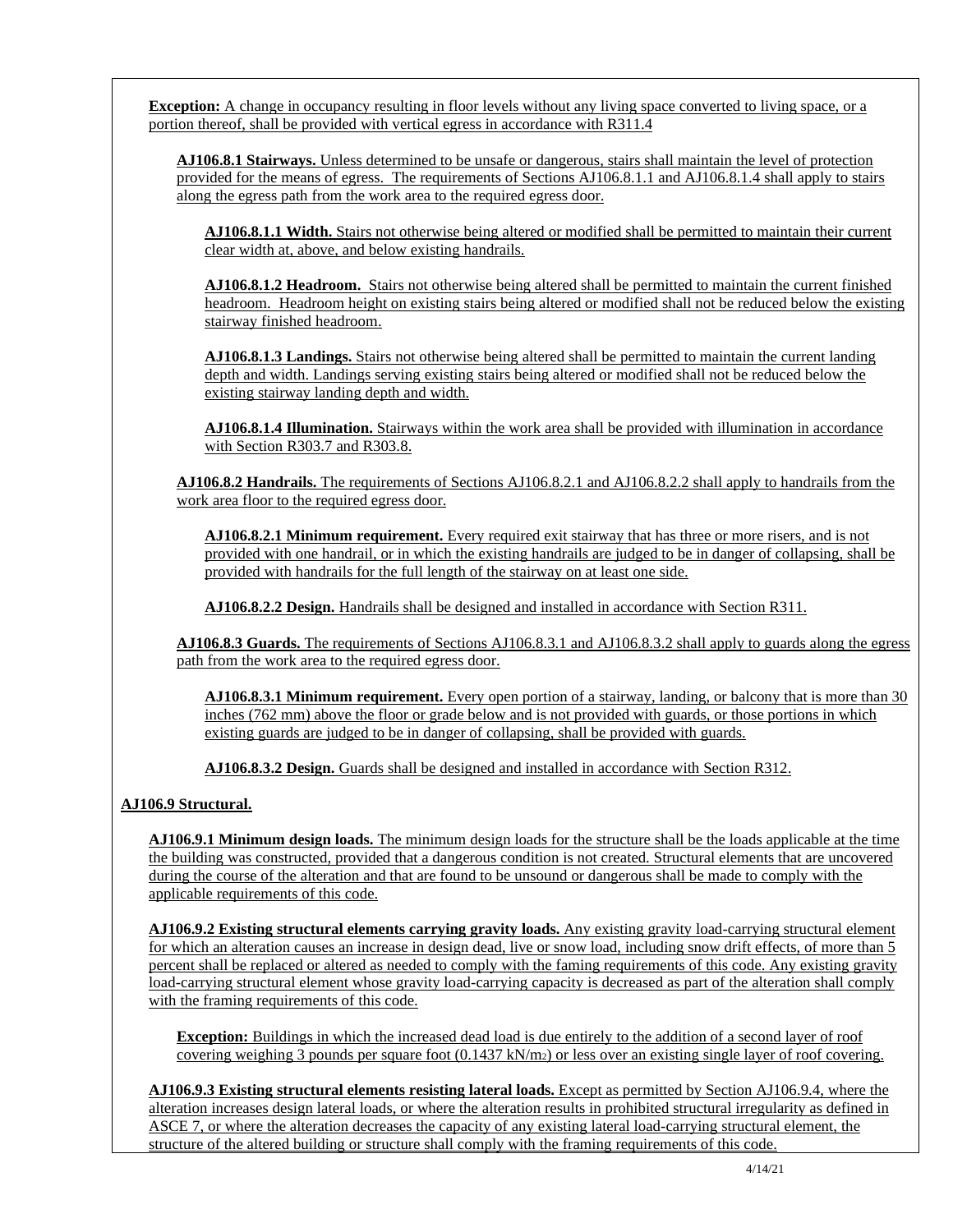**Exception:** A change in occupancy resulting in floor levels without any living space converted to living space, or a portion thereof, shall be provided with vertical egress in accordance with R311.4

**AJ106.8.1 Stairways.** Unless determined to be unsafe or dangerous, stairs shall maintain the level of protection provided for the means of egress. The requirements of Sections AJ106.8.1.1 and AJ106.8.1.4 shall apply to stairs along the egress path from the work area to the required egress door.

**AJ106.8.1.1 Width.** Stairs not otherwise being altered or modified shall be permitted to maintain their current clear width at, above, and below existing handrails.

**AJ106.8.1.2 Headroom.** Stairs not otherwise being altered shall be permitted to maintain the current finished headroom. Headroom height on existing stairs being altered or modified shall not be reduced below the existing stairway finished headroom.

**AJ106.8.1.3 Landings.** Stairs not otherwise being altered shall be permitted to maintain the current landing depth and width. Landings serving existing stairs being altered or modified shall not be reduced below the existing stairway landing depth and width.

**AJ106.8.1.4 Illumination.** Stairways within the work area shall be provided with illumination in accordance with Section R303.7 and R303.8.

**AJ106.8.2 Handrails.** The requirements of Sections AJ106.8.2.1 and AJ106.8.2.2 shall apply to handrails from the work area floor to the required egress door.

**AJ106.8.2.1 Minimum requirement.** Every required exit stairway that has three or more risers, and is not provided with one handrail, or in which the existing handrails are judged to be in danger of collapsing, shall be provided with handrails for the full length of the stairway on at least one side.

**AJ106.8.2.2 Design.** Handrails shall be designed and installed in accordance with Section R311.

**AJ106.8.3 Guards.** The requirements of Sections AJ106.8.3.1 and AJ106.8.3.2 shall apply to guards along the egress path from the work area to the required egress door.

**AJ106.8.3.1 Minimum requirement.** Every open portion of a stairway, landing, or balcony that is more than 30 inches (762 mm) above the floor or grade below and is not provided with guards, or those portions in which existing guards are judged to be in danger of collapsing, shall be provided with guards.

**AJ106.8.3.2 Design.** Guards shall be designed and installed in accordance with Section R312.

**AJ106.9 Structural.**

**AJ106.9.1 Minimum design loads.** The minimum design loads for the structure shall be the loads applicable at the time the building was constructed, provided that a dangerous condition is not created. Structural elements that are uncovered during the course of the alteration and that are found to be unsound or dangerous shall be made to comply with the applicable requirements of this code.

**AJ106.9.2 Existing structural elements carrying gravity loads.** Any existing gravity load-carrying structural element for which an alteration causes an increase in design dead, live or snow load, including snow drift effects, of more than 5 percent shall be replaced or altered as needed to comply with the faming requirements of this code. Any existing gravity load-carrying structural element whose gravity load-carrying capacity is decreased as part of the alteration shall comply with the framing requirements of this code.

**Exception:** Buildings in which the increased dead load is due entirely to the addition of a second layer of roof covering weighing 3 pounds per square foot (0.1437 kN/m$^2$) or less over an existing single layer of roof covering.

**AJ106.9.3 Existing structural elements resisting lateral loads.** Except as permitted by Section AJ106.9.4, where the alteration increases design lateral loads, or where the alteration results in prohibited structural irregularity as defined in ASCE 7, or where the alteration decreases the capacity of any existing lateral load-carrying structural element, the structure of the altered building or structure shall comply with the framing requirements of this code.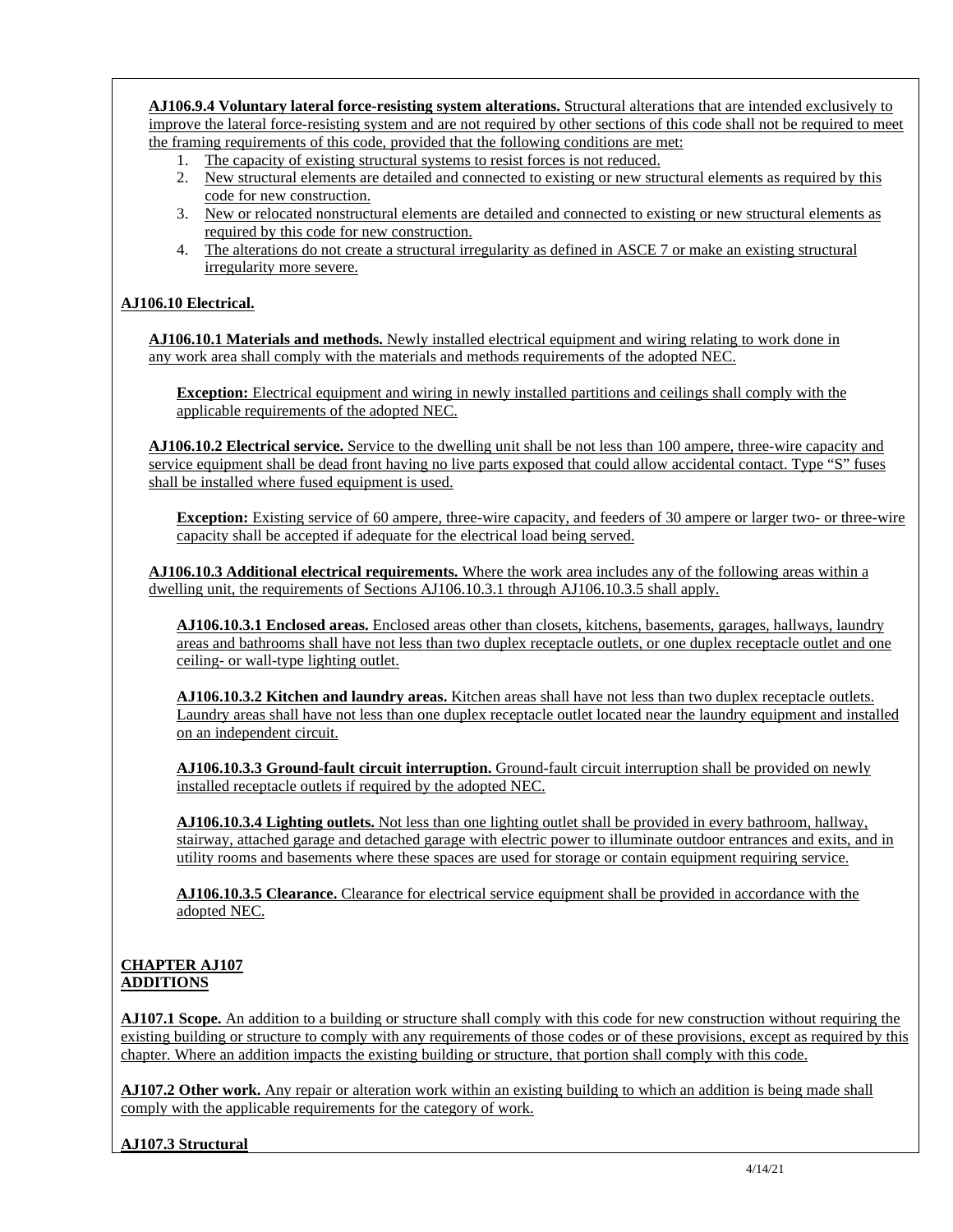**AJ106.9.4 Voluntary lateral force-resisting system alterations.** Structural alterations that are intended exclusively to improve the lateral force-resisting system and are not required by other sections of this code shall not be required to meet the framing requirements of this code, provided that the following conditions are met:

1. The capacity of existing structural systems to resist forces is not reduced.
2. New structural elements are detailed and connected to existing or new structural elements as required by this code for new construction.
3. New or relocated nonstructural elements are detailed and connected to existing or new structural elements as required by this code for new construction.
4. The alterations do not create a structural irregularity as defined in ASCE 7 or make an existing structural irregularity more severe.

**AJ106.10 Electrical.**

**AJ106.10.1 Materials and methods.** Newly installed electrical equipment and wiring relating to work done in any work area shall comply with the materials and methods requirements of the adopted NEC.

**Exception:** Electrical equipment and wiring in newly installed partitions and ceilings shall comply with the applicable requirements of the adopted NEC.

**AJ106.10.2 Electrical service.** Service to the dwelling unit shall be not less than 100 ampere, three-wire capacity and service equipment shall be dead front having no live parts exposed that could allow accidental contact. Type "S" fuses shall be installed where fused equipment is used.

**Exception:** Existing service of 60 ampere, three-wire capacity, and feeders of 30 ampere or larger two- or three-wire capacity shall be accepted if adequate for the electrical load being served.

**AJ106.10.3 Additional electrical requirements.** Where the work area includes any of the following areas within a dwelling unit, the requirements of Sections AJ106.10.3.1 through AJ106.10.3.5 shall apply.

**AJ106.10.3.1 Enclosed areas.** Enclosed areas other than closets, kitchens, basements, garages, hallways, laundry areas and bathrooms shall have not less than two duplex receptacle outlets, or one duplex receptacle outlet and one ceiling- or wall-type lighting outlet.

**AJ106.10.3.2 Kitchen and laundry areas.** Kitchen areas shall have not less than two duplex receptacle outlets. Laundry areas shall have not less than one duplex receptacle outlet located near the laundry equipment and installed on an independent circuit.

**AJ106.10.3.3 Ground-fault circuit interruption.** Ground-fault circuit interruption shall be provided on newly installed receptacle outlets if required by the adopted NEC.

**AJ106.10.3.4 Lighting outlets.** Not less than one lighting outlet shall be provided in every bathroom, hallway, stairway, attached garage and detached garage with electric power to illuminate outdoor entrances and exits, and in utility rooms and basements where these spaces are used for storage or contain equipment requiring service.

**AJ106.10.3.5 Clearance.** Clearance for electrical service equipment shall be provided in accordance with the adopted NEC.

## CHAPTER AJ107 ADDITIONS

**AJ107.1 Scope.** An addition to a building or structure shall comply with this code for new construction without requiring the existing building or structure to comply with any requirements of those codes or of these provisions, except as required by this chapter. Where an addition impacts the existing building or structure, that portion shall comply with this code.

**AJ107.2 Other work.** Any repair or alteration work within an existing building to which an addition is being made shall comply with the applicable requirements for the category of work.

**AJ107.3 Structural**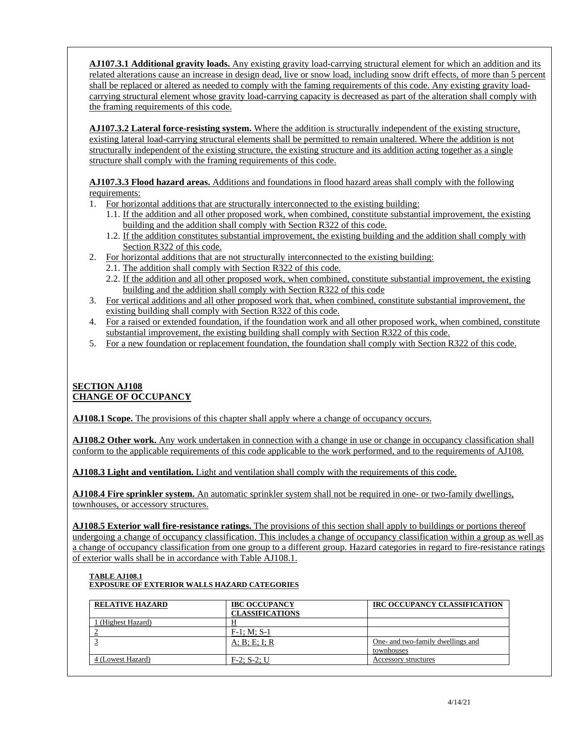**AJ107.3.1 Additional gravity loads.** Any existing gravity load-carrying structural element for which an addition and its related alterations cause an increase in design dead, live or snow load, including snow drift effects, of more than 5 percent shall be replaced or altered as needed to comply with the faming requirements of this code. Any existing gravity load-carrying structural element whose gravity load-carrying capacity is decreased as part of the alteration shall comply with the framing requirements of this code.

**AJ107.3.2 Lateral force-resisting system.** Where the addition is structurally independent of the existing structure, existing lateral load-carrying structural elements shall be permitted to remain unaltered. Where the addition is not structurally independent of the existing structure, the existing structure and its addition acting together as a single structure shall comply with the framing requirements of this code.

**AJ107.3.3 Flood hazard areas.** Additions and foundations in flood hazard areas shall comply with the following requirements:

1. For horizontal additions that are structurally interconnected to the existing building:
   1.1. If the addition and all other proposed work, when combined, constitute substantial improvement, the existing building and the addition shall comply with Section R322 of this code.
   1.2. If the addition constitutes substantial improvement, the existing building and the addition shall comply with Section R322 of this code.
2. For horizontal additions that are not structurally interconnected to the existing building:
   2.1. The addition shall comply with Section R322 of this code.
   2.2. If the addition and all other proposed work, when combined, constitute substantial improvement, the existing building and the addition shall comply with Section R322 of this code
3. For vertical additions and all other proposed work that, when combined, constitute substantial improvement, the existing building shall comply with Section R322 of this code.
4. For a raised or extended foundation, if the foundation work and all other proposed work, when combined, constitute substantial improvement, the existing building shall comply with Section R322 of this code.
5. For a new foundation or replacement foundation, the foundation shall comply with Section R322 of this code.

## SECTION AJ108
## CHANGE OF OCCUPANCY

**AJ108.1 Scope.** The provisions of this chapter shall apply where a change of occupancy occurs.

**AJ108.2 Other work.** Any work undertaken in connection with a change in use or change in occupancy classification shall conform to the applicable requirements of this code applicable to the work performed, and to the requirements of AJ108.

**AJ108.3 Light and ventilation.** Light and ventilation shall comply with the requirements of this code.

**AJ108.4 Fire sprinkler system.** An automatic sprinkler system shall not be required in one- or two-family dwellings, townhouses, or accessory structures.

**AJ108.5 Exterior wall fire-resistance ratings.** The provisions of this section shall apply to buildings or portions thereof undergoing a change of occupancy classification. This includes a change of occupancy classification within a group as well as a change of occupancy classification from one group to a different group. Hazard categories in regard to fire-resistance ratings of exterior walls shall be in accordance with Table AJ108.1.

**TABLE AJ108.1**
**EXPOSURE OF EXTERIOR WALLS HAZARD CATEGORIES**

| RELATIVE HAZARD | IBC OCCUPANCY CLASSIFICATIONS | IRC OCCUPANCY CLASSIFICATION |
|---|---|---|
| 1 (Highest Hazard) | H | |
| 2 | F-1; M; S-1 | |
| 3 | A; B; E; I; R | One- and two-family dwellings and townhouses |
| 4 (Lowest Hazard) | F-2; S-2; U | Accessory structures |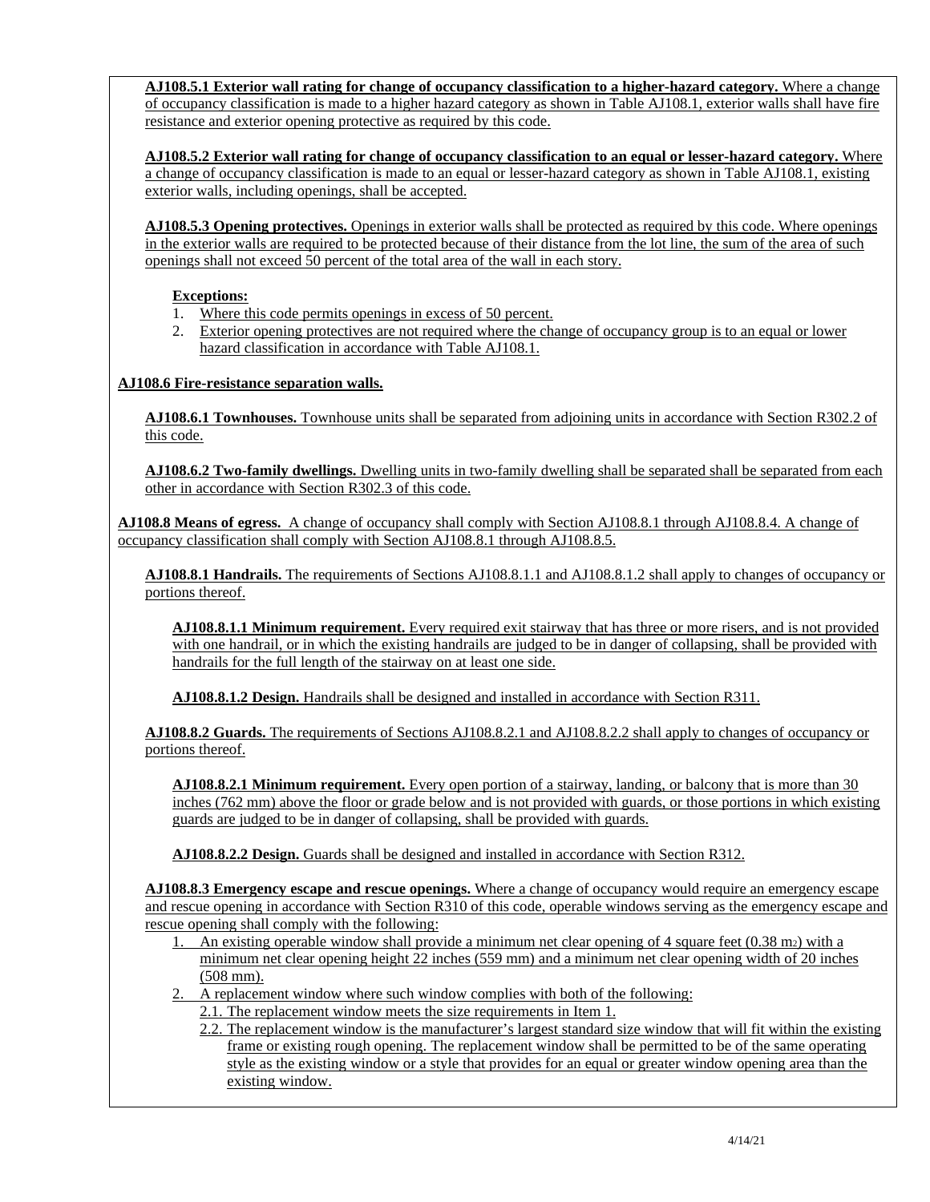**AJ108.5.1 Exterior wall rating for change of occupancy classification to a higher-hazard category.** Where a change of occupancy classification is made to a higher hazard category as shown in Table AJ108.1, exterior walls shall have fire resistance and exterior opening protective as required by this code.

**AJ108.5.2 Exterior wall rating for change of occupancy classification to an equal or lesser-hazard category.** Where a change of occupancy classification is made to an equal or lesser-hazard category as shown in Table AJ108.1, existing exterior walls, including openings, shall be accepted.

**AJ108.5.3 Opening protectives.** Openings in exterior walls shall be protected as required by this code. Where openings in the exterior walls are required to be protected because of their distance from the lot line, the sum of the area of such openings shall not exceed 50 percent of the total area of the wall in each story.

**Exceptions:**

1. Where this code permits openings in excess of 50 percent.
2. Exterior opening protectives are not required where the change of occupancy group is to an equal or lower hazard classification in accordance with Table AJ108.1.

**AJ108.6 Fire-resistance separation walls.**

**AJ108.6.1 Townhouses.** Townhouse units shall be separated from adjoining units in accordance with Section R302.2 of this code.

**AJ108.6.2 Two-family dwellings.** Dwelling units in two-family dwelling shall be separated shall be separated from each other in accordance with Section R302.3 of this code.

**AJ108.8 Means of egress.** A change of occupancy shall comply with Section AJ108.8.1 through AJ108.8.4. A change of occupancy classification shall comply with Section AJ108.8.1 through AJ108.8.5.

**AJ108.8.1 Handrails.** The requirements of Sections AJ108.8.1.1 and AJ108.8.1.2 shall apply to changes of occupancy or portions thereof.

**AJ108.8.1.1 Minimum requirement.** Every required exit stairway that has three or more risers, and is not provided with one handrail, or in which the existing handrails are judged to be in danger of collapsing, shall be provided with handrails for the full length of the stairway on at least one side.

**AJ108.8.1.2 Design.** Handrails shall be designed and installed in accordance with Section R311.

**AJ108.8.2 Guards.** The requirements of Sections AJ108.8.2.1 and AJ108.8.2.2 shall apply to changes of occupancy or portions thereof.

**AJ108.8.2.1 Minimum requirement.** Every open portion of a stairway, landing, or balcony that is more than 30 inches (762 mm) above the floor or grade below and is not provided with guards, or those portions in which existing guards are judged to be in danger of collapsing, shall be provided with guards.

**AJ108.8.2.2 Design.** Guards shall be designed and installed in accordance with Section R312.

**AJ108.8.3 Emergency escape and rescue openings.** Where a change of occupancy would require an emergency escape and rescue opening in accordance with Section R310 of this code, operable windows serving as the emergency escape and rescue opening shall comply with the following:

1. An existing operable window shall provide a minimum net clear opening of 4 square feet (0.38 $m^2$) with a minimum net clear opening height 22 inches (559 mm) and a minimum net clear opening width of 20 inches (508 mm).
2. A replacement window where such window complies with both of the following:
   - 2.1. The replacement window meets the size requirements in Item 1.
   - 2.2. The replacement window is the manufacturer's largest standard size window that will fit within the existing frame or existing rough opening. The replacement window shall be permitted to be of the same operating style as the existing window or a style that provides for an equal or greater window opening area than the existing window.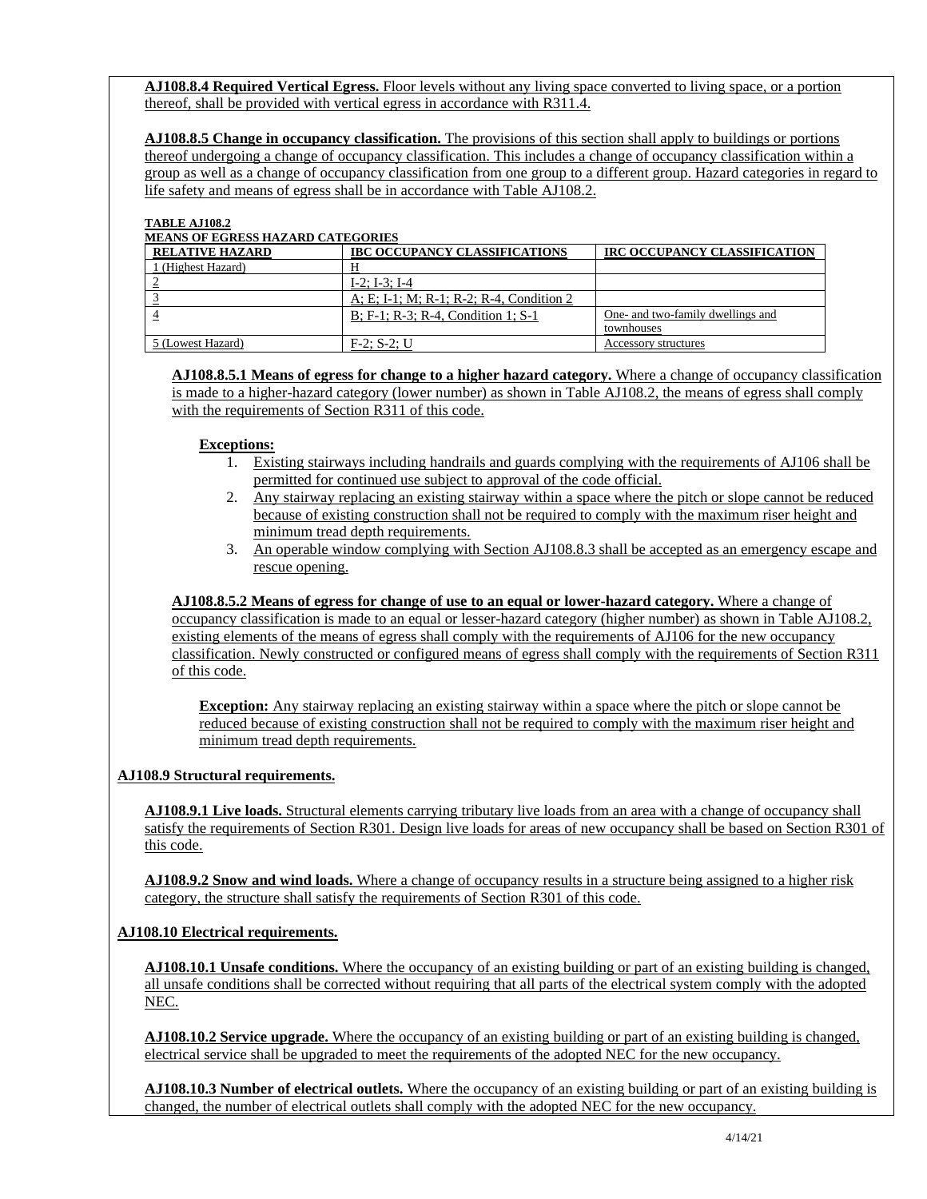**AJ108.8.4 Required Vertical Egress.** Floor levels without any living space converted to living space, or a portion thereof, shall be provided with vertical egress in accordance with R311.4.

**AJ108.8.5 Change in occupancy classification.** The provisions of this section shall apply to buildings or portions thereof undergoing a change of occupancy classification. This includes a change of occupancy classification within a group as well as a change of occupancy classification from one group to a different group. Hazard categories in regard to life safety and means of egress shall be in accordance with Table AJ108.2.

**TABLE AJ108.2**
**MEANS OF EGRESS HAZARD CATEGORIES**

| RELATIVE HAZARD | IBC OCCUPANCY CLASSIFICATIONS | IRC OCCUPANCY CLASSIFICATION |
|---|---|---|
| 1 (Highest Hazard) | H | |
| 2 | I-2; I-3; I-4 | |
| 3 | A; E; I-1; M; R-1; R-2; R-4, Condition 2 | |
| 4 | B; F-1; R-3; R-4, Condition 1; S-1 | One- and two-family dwellings and townhouses |
| 5 (Lowest Hazard) | F-2; S-2; U | Accessory structures |

**AJ108.8.5.1 Means of egress for change to a higher hazard category.** Where a change of occupancy classification is made to a higher-hazard category (lower number) as shown in Table AJ108.2, the means of egress shall comply with the requirements of Section R311 of this code.

**Exceptions:**

1. Existing stairways including handrails and guards complying with the requirements of AJ106 shall be permitted for continued use subject to approval of the code official.
2. Any stairway replacing an existing stairway within a space where the pitch or slope cannot be reduced because of existing construction shall not be required to comply with the maximum riser height and minimum tread depth requirements.
3. An operable window complying with Section AJ108.8.3 shall be accepted as an emergency escape and rescue opening.

**AJ108.8.5.2 Means of egress for change of use to an equal or lower-hazard category.** Where a change of occupancy classification is made to an equal or lesser-hazard category (higher number) as shown in Table AJ108.2, existing elements of the means of egress shall comply with the requirements of AJ106 for the new occupancy classification. Newly constructed or configured means of egress shall comply with the requirements of Section R311 of this code.

**Exception:** Any stairway replacing an existing stairway within a space where the pitch or slope cannot be reduced because of existing construction shall not be required to comply with the maximum riser height and minimum tread depth requirements.

**AJ108.9 Structural requirements.**

**AJ108.9.1 Live loads.** Structural elements carrying tributary live loads from an area with a change of occupancy shall satisfy the requirements of Section R301. Design live loads for areas of new occupancy shall be based on Section R301 of this code.

**AJ108.9.2 Snow and wind loads.** Where a change of occupancy results in a structure being assigned to a higher risk category, the structure shall satisfy the requirements of Section R301 of this code.

**AJ108.10 Electrical requirements.**

**AJ108.10.1 Unsafe conditions.** Where the occupancy of an existing building or part of an existing building is changed, all unsafe conditions shall be corrected without requiring that all parts of the electrical system comply with the adopted NEC.

**AJ108.10.2 Service upgrade.** Where the occupancy of an existing building or part of an existing building is changed, electrical service shall be upgraded to meet the requirements of the adopted NEC for the new occupancy.

**AJ108.10.3 Number of electrical outlets.** Where the occupancy of an existing building or part of an existing building is changed, the number of electrical outlets shall comply with the adopted NEC for the new occupancy.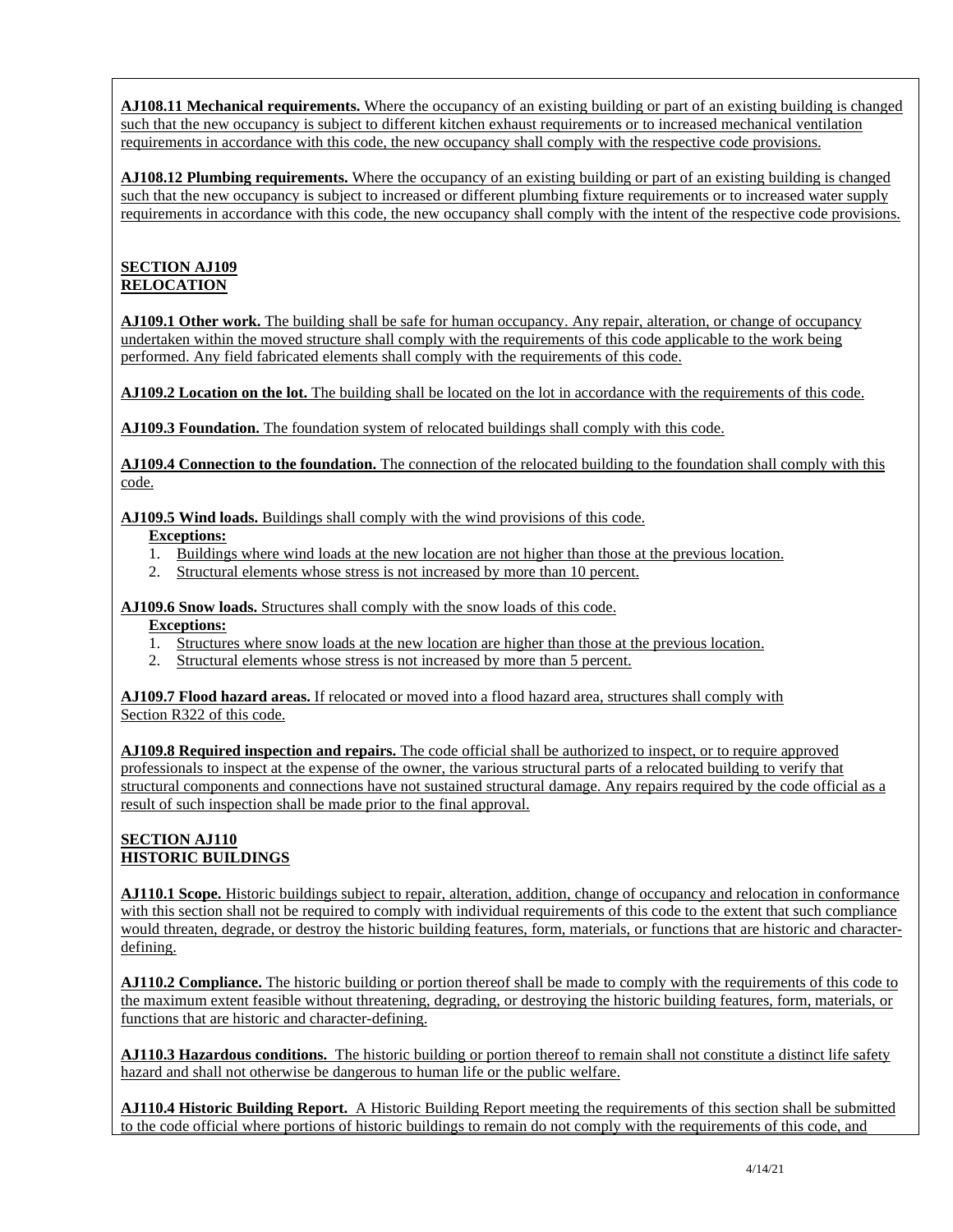**AJ108.11 Mechanical requirements.** Where the occupancy of an existing building or part of an existing building is changed such that the new occupancy is subject to different kitchen exhaust requirements or to increased mechanical ventilation requirements in accordance with this code, the new occupancy shall comply with the respective code provisions.

**AJ108.12 Plumbing requirements.** Where the occupancy of an existing building or part of an existing building is changed such that the new occupancy is subject to increased or different plumbing fixture requirements or to increased water supply requirements in accordance with this code, the new occupancy shall comply with the intent of the respective code provisions.

## SECTION AJ109 RELOCATION

**AJ109.1 Other work.** The building shall be safe for human occupancy. Any repair, alteration, or change of occupancy undertaken within the moved structure shall comply with the requirements of this code applicable to the work being performed. Any field fabricated elements shall comply with the requirements of this code.

**AJ109.2 Location on the lot.** The building shall be located on the lot in accordance with the requirements of this code.

**AJ109.3 Foundation.** The foundation system of relocated buildings shall comply with this code.

**AJ109.4 Connection to the foundation.** The connection of the relocated building to the foundation shall comply with this code.

**AJ109.5 Wind loads.** Buildings shall comply with the wind provisions of this code.

**Exceptions:**

1. Buildings where wind loads at the new location are not higher than those at the previous location.
2. Structural elements whose stress is not increased by more than 10 percent.

**AJ109.6 Snow loads.** Structures shall comply with the snow loads of this code.

**Exceptions:**

1. Structures where snow loads at the new location are higher than those at the previous location.
2. Structural elements whose stress is not increased by more than 5 percent.

**AJ109.7 Flood hazard areas.** If relocated or moved into a flood hazard area, structures shall comply with Section R322 of this code.

**AJ109.8 Required inspection and repairs.** The code official shall be authorized to inspect, or to require approved professionals to inspect at the expense of the owner, the various structural parts of a relocated building to verify that structural components and connections have not sustained structural damage. Any repairs required by the code official as a result of such inspection shall be made prior to the final approval.

## SECTION AJ110 HISTORIC BUILDINGS

**AJ110.1 Scope.** Historic buildings subject to repair, alteration, addition, change of occupancy and relocation in conformance with this section shall not be required to comply with individual requirements of this code to the extent that such compliance would threaten, degrade, or destroy the historic building features, form, materials, or functions that are historic and character-defining.

**AJ110.2 Compliance.** The historic building or portion thereof shall be made to comply with the requirements of this code to the maximum extent feasible without threatening, degrading, or destroying the historic building features, form, materials, or functions that are historic and character-defining.

**AJ110.3 Hazardous conditions.** The historic building or portion thereof to remain shall not constitute a distinct life safety hazard and shall not otherwise be dangerous to human life or the public welfare.

**AJ110.4 Historic Building Report.** A Historic Building Report meeting the requirements of this section shall be submitted to the code official where portions of historic buildings to remain do not comply with the requirements of this code, and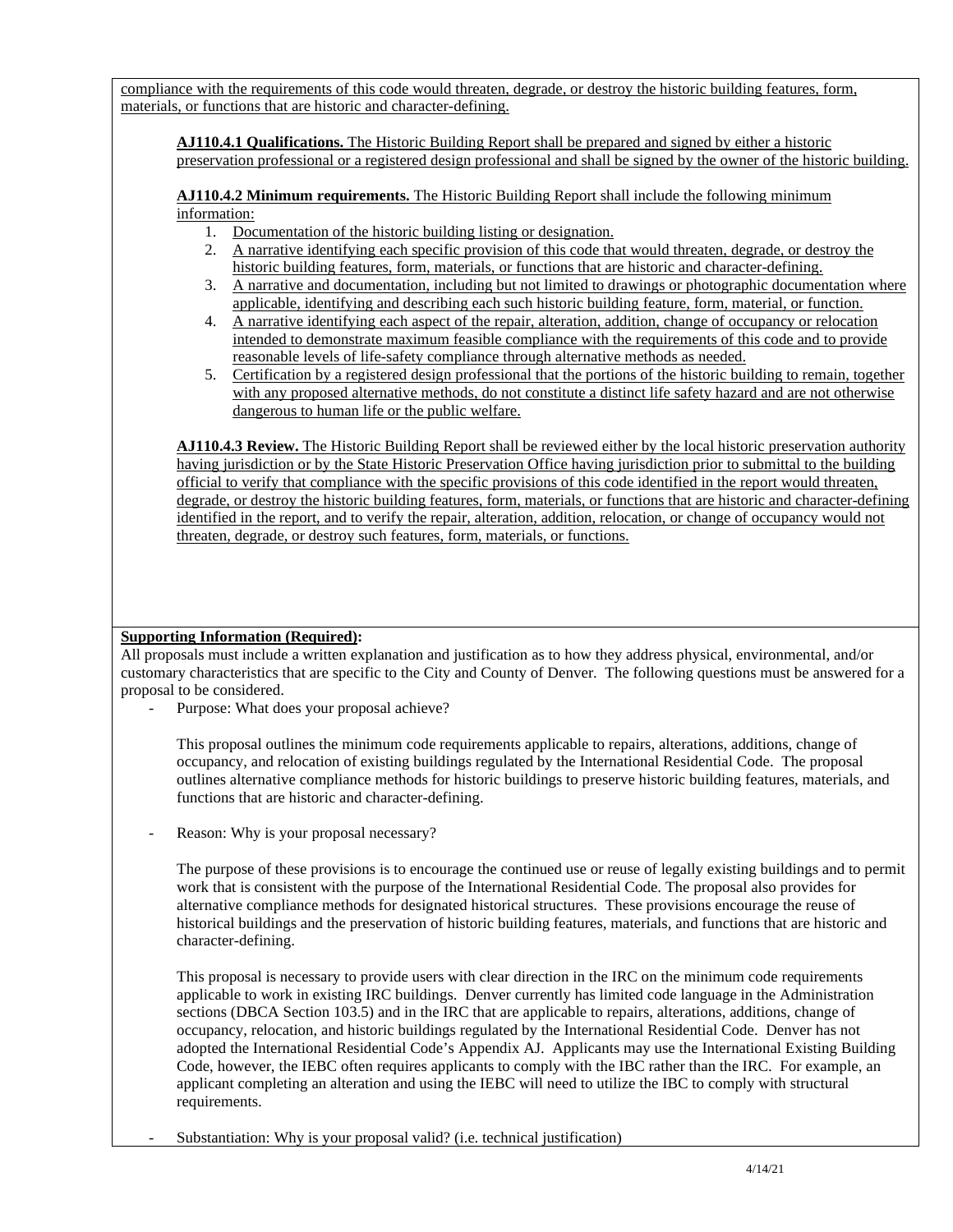compliance with the requirements of this code would threaten, degrade, or destroy the historic building features, form, materials, or functions that are historic and character-defining.

**AJ110.4.1 Qualifications.** The Historic Building Report shall be prepared and signed by either a historic preservation professional or a registered design professional and shall be signed by the owner of the historic building.

**AJ110.4.2 Minimum requirements.** The Historic Building Report shall include the following minimum information:

1. Documentation of the historic building listing or designation.
2. A narrative identifying each specific provision of this code that would threaten, degrade, or destroy the historic building features, form, materials, or functions that are historic and character-defining.
3. A narrative and documentation, including but not limited to drawings or photographic documentation where applicable, identifying and describing each such historic building feature, form, material, or function.
4. A narrative identifying each aspect of the repair, alteration, addition, change of occupancy or relocation intended to demonstrate maximum feasible compliance with the requirements of this code and to provide reasonable levels of life-safety compliance through alternative methods as needed.
5. Certification by a registered design professional that the portions of the historic building to remain, together with any proposed alternative methods, do not constitute a distinct life safety hazard and are not otherwise dangerous to human life or the public welfare.

**AJ110.4.3 Review.** The Historic Building Report shall be reviewed either by the local historic preservation authority having jurisdiction or by the State Historic Preservation Office having jurisdiction prior to submittal to the building official to verify that compliance with the specific provisions of this code identified in the report would threaten, degrade, or destroy the historic building features, form, materials, or functions that are historic and character-defining identified in the report, and to verify the repair, alteration, addition, relocation, or change of occupancy would not threaten, degrade, or destroy such features, form, materials, or functions.

**Supporting Information (Required):**

All proposals must include a written explanation and justification as to how they address physical, environmental, and/or customary characteristics that are specific to the City and County of Denver. The following questions must be answered for a proposal to be considered.

- Purpose: What does your proposal achieve?

  This proposal outlines the minimum code requirements applicable to repairs, alterations, additions, change of occupancy, and relocation of existing buildings regulated by the International Residential Code. The proposal outlines alternative compliance methods for historic buildings to preserve historic building features, materials, and functions that are historic and character-defining.

- Reason: Why is your proposal necessary?

  The purpose of these provisions is to encourage the continued use or reuse of legally existing buildings and to permit work that is consistent with the purpose of the International Residential Code. The proposal also provides for alternative compliance methods for designated historical structures. These provisions encourage the reuse of historical buildings and the preservation of historic building features, materials, and functions that are historic and character-defining.

  This proposal is necessary to provide users with clear direction in the IRC on the minimum code requirements applicable to work in existing IRC buildings. Denver currently has limited code language in the Administration sections (DBCA Section 103.5) and in the IRC that are applicable to repairs, alterations, additions, change of occupancy, relocation, and historic buildings regulated by the International Residential Code. Denver has not adopted the International Residential Code's Appendix AJ. Applicants may use the International Existing Building Code, however, the IEBC often requires applicants to comply with the IBC rather than the IRC. For example, an applicant completing an alteration and using the IEBC will need to utilize the IBC to comply with structural requirements.

- Substantiation: Why is your proposal valid? (i.e. technical justification)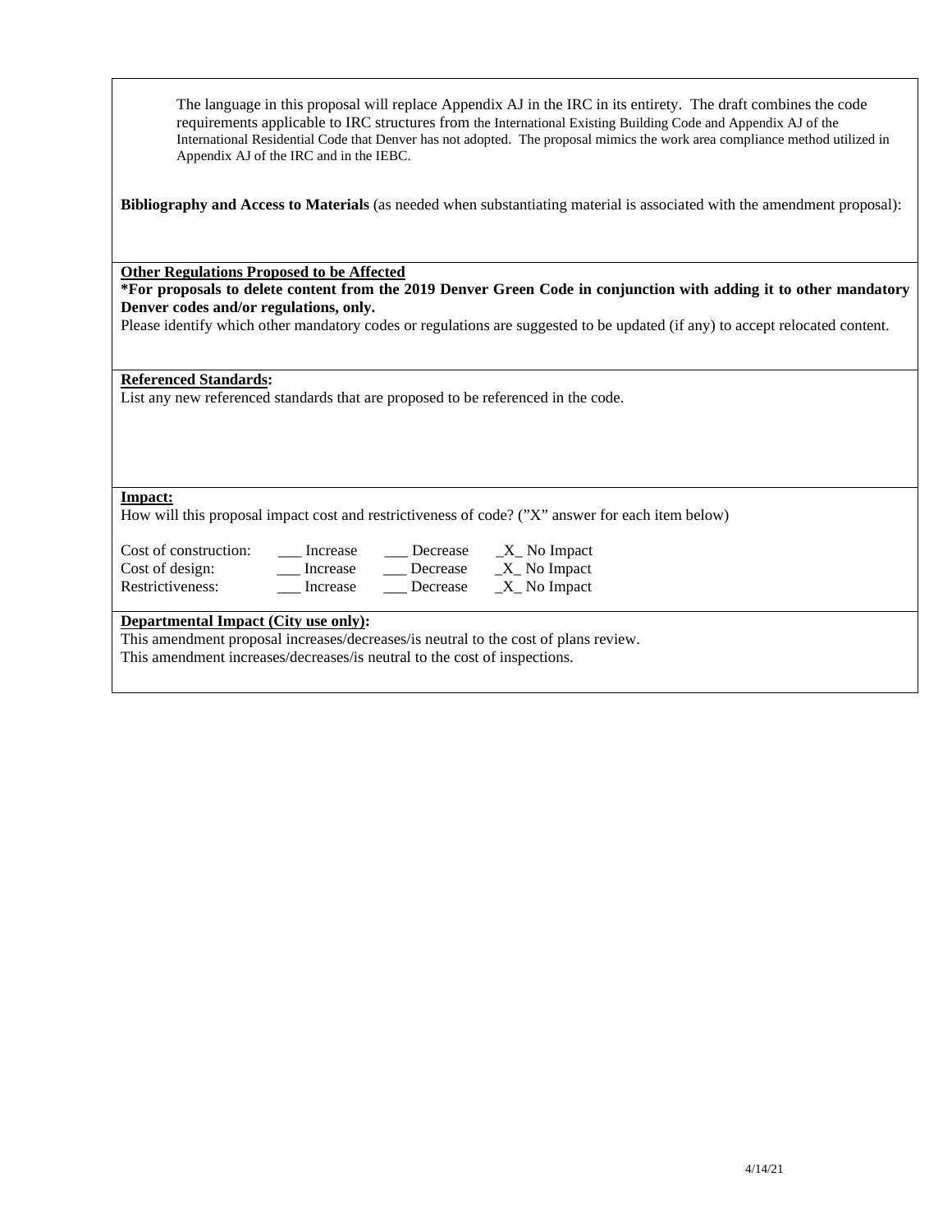The language in this proposal will replace Appendix AJ in the IRC in its entirety. The draft combines the code requirements applicable to IRC structures from the International Existing Building Code and Appendix AJ of the International Residential Code that Denver has not adopted. The proposal mimics the work area compliance method utilized in Appendix AJ of the IRC and in the IEBC.

**Bibliography and Access to Materials** (as needed when substantiating material is associated with the amendment proposal):

**Other Regulations Proposed to be Affected**

**\*For proposals to delete content from the 2019 Denver Green Code in conjunction with adding it to other mandatory Denver codes and/or regulations, only.**

Please identify which other mandatory codes or regulations are suggested to be updated (if any) to accept relocated content.

**Referenced Standards:**

List any new referenced standards that are proposed to be referenced in the code.

**Impact:**

How will this proposal impact cost and restrictiveness of code? (”X” answer for each item below)

| | | | |
|---|---|---|---|
| Cost of construction: | ___ Increase | ___ Decrease | _X_ No Impact |
| Cost of design: | ___ Increase | ___ Decrease | _X_ No Impact |
| Restrictiveness: | ___ Increase | ___ Decrease | _X_ No Impact |

**Departmental Impact (City use only):**

This amendment proposal increases/decreases/is neutral to the cost of plans review.

This amendment increases/decreases/is neutral to the cost of inspections.

4/14/21